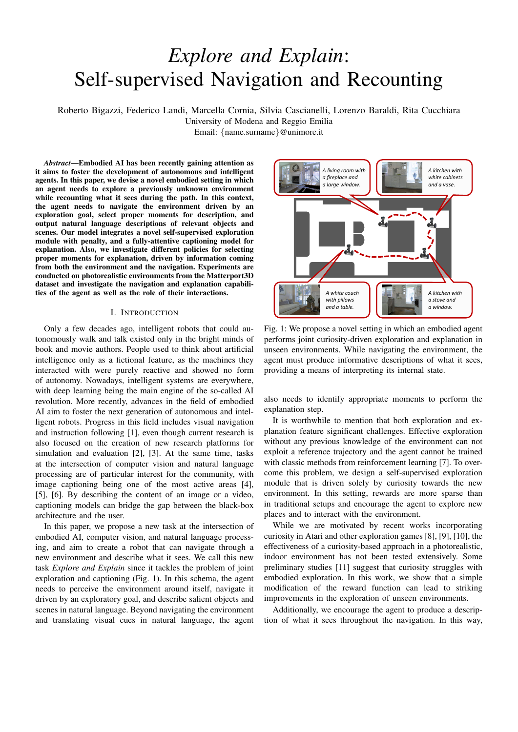# *Explore and Explain*: Self-supervised Navigation and Recounting

Roberto Bigazzi, Federico Landi, Marcella Cornia, Silvia Cascianelli, Lorenzo Baraldi, Rita Cucchiara
University of Modena and Reggio Emilia
Email: {name.surname}@unimore.it

***Abstract*—Embodied AI has been recently gaining attention as it aims to foster the development of autonomous and intelligent agents. In this paper, we devise a novel embodied setting in which an agent needs to explore a previously unknown environment while recounting what it sees during the path. In this context, the agent needs to navigate the environment driven by an exploration goal, select proper moments for description, and output natural language descriptions of relevant objects and scenes. Our model integrates a novel self-supervised exploration module with penalty, and a fully-attentive captioning model for explanation. Also, we investigate different policies for selecting proper moments for explanation, driven by information coming from both the environment and the navigation. Experiments are conducted on photorealistic environments from the Matterport3D dataset and investigate the navigation and explanation capabilities of the agent as well as the role of their interactions.**

## I. Introduction

Only a few decades ago, intelligent robots that could autonomously walk and talk existed only in the bright minds of book and movie authors. People used to think about artificial intelligence only as a fictional feature, as the machines they interacted with were purely reactive and showed no form of autonomy. Nowadays, intelligent systems are everywhere, with deep learning being the main engine of the so-called AI revolution. More recently, advances in the field of embodied AI aim to foster the next generation of autonomous and intelligent robots. Progress in this field includes visual navigation and instruction following [1], even though current research is also focused on the creation of new research platforms for simulation and evaluation [2], [3]. At the same time, tasks at the intersection of computer vision and natural language processing are of particular interest for the community, with image captioning being one of the most active areas [4], [5], [6]. By describing the content of an image or a video, captioning models can bridge the gap between the black-box architecture and the user.

In this paper, we propose a new task at the intersection of embodied AI, computer vision, and natural language processing, and aim to create a robot that can navigate through a new environment and describe what it sees. We call this new task *Explore and Explain* since it tackles the problem of joint exploration and captioning (Fig. 1). In this schema, the agent needs to perceive the environment around itself, navigate it driven by an exploratory goal, and describe salient objects and scenes in natural language. Beyond navigating the environment and translating visual cues in natural language, the agent also needs to identify appropriate moments to perform the explanation step.

Fig. 1: We propose a novel setting in which an embodied agent performs joint curiosity-driven exploration and explanation in unseen environments. While navigating the environment, the agent must produce informative descriptions of what it sees, providing a means of interpreting its internal state.

It is worthwhile to mention that both exploration and explanation feature significant challenges. Effective exploration without any previous knowledge of the environment can not exploit a reference trajectory and the agent cannot be trained with classic methods from reinforcement learning [7]. To overcome this problem, we design a self-supervised exploration module that is driven solely by curiosity towards the new environment. In this setting, rewards are more sparse than in traditional setups and encourage the agent to explore new places and to interact with the environment.

While we are motivated by recent works incorporating curiosity in Atari and other exploration games [8], [9], [10], the effectiveness of a curiosity-based approach in a photorealistic, indoor environment has not been tested extensively. Some preliminary studies [11] suggest that curiosity struggles with embodied exploration. In this work, we show that a simple modification of the reward function can lead to striking improvements in the exploration of unseen environments.

Additionally, we encourage the agent to produce a description of what it sees throughout the navigation. In this way,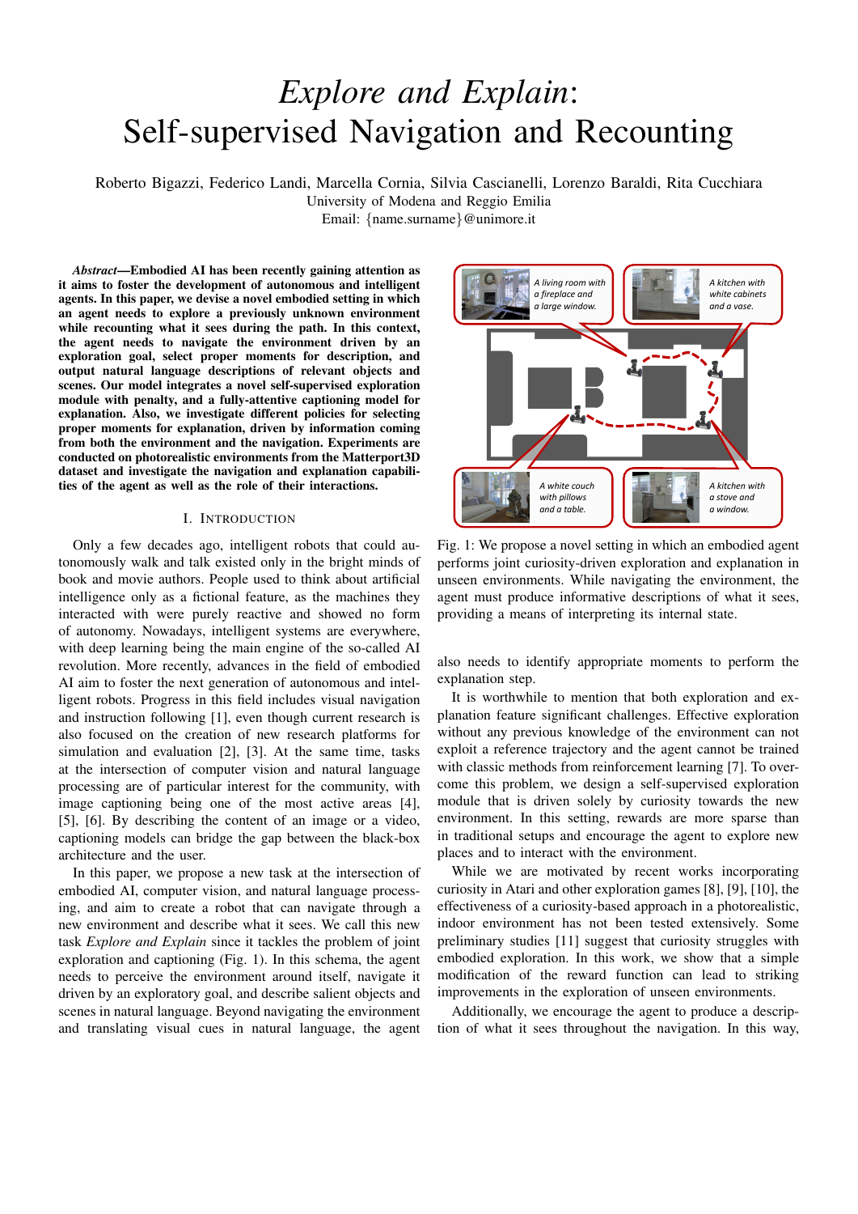# *Explore and Explain*: Self-supervised Navigation and Recounting

Roberto Bigazzi, Federico Landi, Marcella Cornia, Silvia Cascianelli, Lorenzo Baraldi, Rita Cucchiara
University of Modena and Reggio Emilia
Email: {name.surname}@unimore.it

***Abstract*—Embodied AI has been recently gaining attention as it aims to foster the development of autonomous and intelligent agents. In this paper, we devise a novel embodied setting in which an agent needs to explore a previously unknown environment while recounting what it sees during the path. In this context, the agent needs to navigate the environment driven by an exploration goal, select proper moments for description, and output natural language descriptions of relevant objects and scenes. Our model integrates a novel self-supervised exploration module with penalty, and a fully-attentive captioning model for explanation. Also, we investigate different policies for selecting proper moments for explanation, driven by information coming from both the environment and the navigation. Experiments are conducted on photorealistic environments from the Matterport3D dataset and investigate the navigation and explanation capabilities of the agent as well as the role of their interactions.**

## I. Introduction

Only a few decades ago, intelligent robots that could autonomously walk and talk existed only in the bright minds of book and movie authors. People used to think about artificial intelligence only as a fictional feature, as the machines they interacted with were purely reactive and showed no form of autonomy. Nowadays, intelligent systems are everywhere, with deep learning being the main engine of the so-called AI revolution. More recently, advances in the field of embodied AI aim to foster the next generation of autonomous and intelligent robots. Progress in this field includes visual navigation and instruction following [1], even though current research is also focused on the creation of new research platforms for simulation and evaluation [2], [3]. At the same time, tasks at the intersection of computer vision and natural language processing are of particular interest for the community, with image captioning being one of the most active areas [4], [5], [6]. By describing the content of an image or a video, captioning models can bridge the gap between the black-box architecture and the user.

In this paper, we propose a new task at the intersection of embodied AI, computer vision, and natural language processing, and aim to create a robot that can navigate through a new environment and describe what it sees. We call this new task *Explore and Explain* since it tackles the problem of joint exploration and captioning (Fig. 1). In this schema, the agent needs to perceive the environment around itself, navigate it driven by an exploratory goal, and describe salient objects and scenes in natural language. Beyond navigating the environment and translating visual cues in natural language, the agent also needs to identify appropriate moments to perform the explanation step.

Fig. 1: We propose a novel setting in which an embodied agent performs joint curiosity-driven exploration and explanation in unseen environments. While navigating the environment, the agent must produce informative descriptions of what it sees, providing a means of interpreting its internal state.

It is worthwhile to mention that both exploration and explanation feature significant challenges. Effective exploration without any previous knowledge of the environment can not exploit a reference trajectory and the agent cannot be trained with classic methods from reinforcement learning [7]. To overcome this problem, we design a self-supervised exploration module that is driven solely by curiosity towards the new environment. In this setting, rewards are more sparse than in traditional setups and encourage the agent to explore new places and to interact with the environment.

While we are motivated by recent works incorporating curiosity in Atari and other exploration games [8], [9], [10], the effectiveness of a curiosity-based approach in a photorealistic, indoor environment has not been tested extensively. Some preliminary studies [11] suggest that curiosity struggles with embodied exploration. In this work, we show that a simple modification of the reward function can lead to striking improvements in the exploration of unseen environments.

Additionally, we encourage the agent to produce a description of what it sees throughout the navigation. In this way,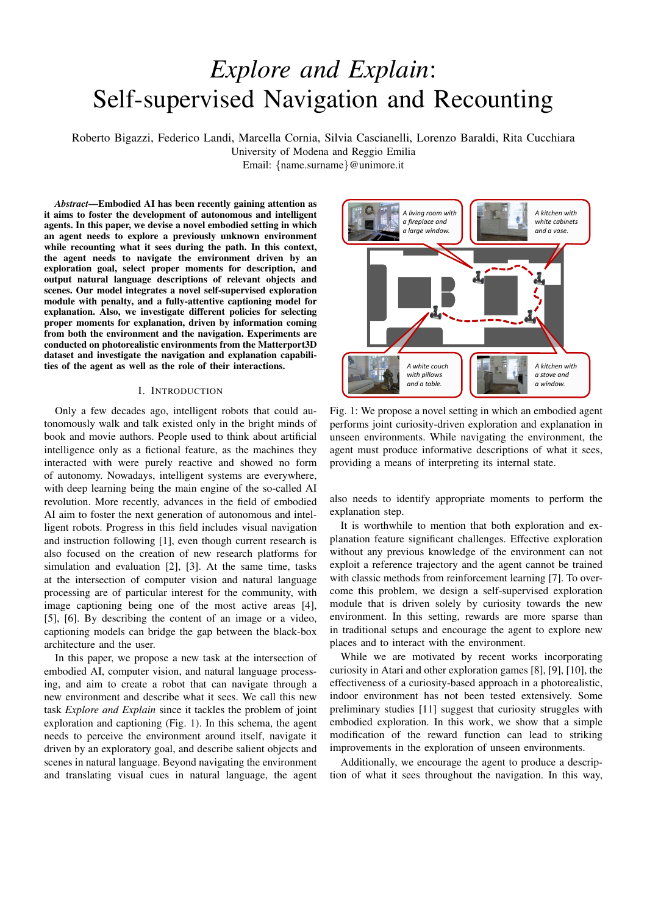# *Explore and Explain*: Self-supervised Navigation and Recounting

Roberto Bigazzi, Federico Landi, Marcella Cornia, Silvia Cascianelli, Lorenzo Baraldi, Rita Cucchiara
University of Modena and Reggio Emilia
Email: {name.surname}@unimore.it

***Abstract*—Embodied AI has been recently gaining attention as it aims to foster the development of autonomous and intelligent agents. In this paper, we devise a novel embodied setting in which an agent needs to explore a previously unknown environment while recounting what it sees during the path. In this context, the agent needs to navigate the environment driven by an exploration goal, select proper moments for description, and output natural language descriptions of relevant objects and scenes. Our model integrates a novel self-supervised exploration module with penalty, and a fully-attentive captioning model for explanation. Also, we investigate different policies for selecting proper moments for explanation, driven by information coming from both the environment and the navigation. Experiments are conducted on photorealistic environments from the Matterport3D dataset and investigate the navigation and explanation capabilities of the agent as well as the role of their interactions.**

## I. Introduction

Only a few decades ago, intelligent robots that could autonomously walk and talk existed only in the bright minds of book and movie authors. People used to think about artificial intelligence only as a fictional feature, as the machines they interacted with were purely reactive and showed no form of autonomy. Nowadays, intelligent systems are everywhere, with deep learning being the main engine of the so-called AI revolution. More recently, advances in the field of embodied AI aim to foster the next generation of autonomous and intelligent robots. Progress in this field includes visual navigation and instruction following [1], even though current research is also focused on the creation of new research platforms for simulation and evaluation [2], [3]. At the same time, tasks at the intersection of computer vision and natural language processing are of particular interest for the community, with image captioning being one of the most active areas [4], [5], [6]. By describing the content of an image or a video, captioning models can bridge the gap between the black-box architecture and the user.

In this paper, we propose a new task at the intersection of embodied AI, computer vision, and natural language processing, and aim to create a robot that can navigate through a new environment and describe what it sees. We call this new task *Explore and Explain* since it tackles the problem of joint exploration and captioning (Fig. 1). In this schema, the agent needs to perceive the environment around itself, navigate it driven by an exploratory goal, and describe salient objects and scenes in natural language. Beyond navigating the environment and translating visual cues in natural language, the agent also needs to identify appropriate moments to perform the explanation step.

Fig. 1: We propose a novel setting in which an embodied agent performs joint curiosity-driven exploration and explanation in unseen environments. While navigating the environment, the agent must produce informative descriptions of what it sees, providing a means of interpreting its internal state.

It is worthwhile to mention that both exploration and explanation feature significant challenges. Effective exploration without any previous knowledge of the environment can not exploit a reference trajectory and the agent cannot be trained with classic methods from reinforcement learning [7]. To overcome this problem, we design a self-supervised exploration module that is driven solely by curiosity towards the new environment. In this setting, rewards are more sparse than in traditional setups and encourage the agent to explore new places and to interact with the environment.

While we are motivated by recent works incorporating curiosity in Atari and other exploration games [8], [9], [10], the effectiveness of a curiosity-based approach in a photorealistic, indoor environment has not been tested extensively. Some preliminary studies [11] suggest that curiosity struggles with embodied exploration. In this work, we show that a simple modification of the reward function can lead to striking improvements in the exploration of unseen environments.

Additionally, we encourage the agent to produce a description of what it sees throughout the navigation. In this way,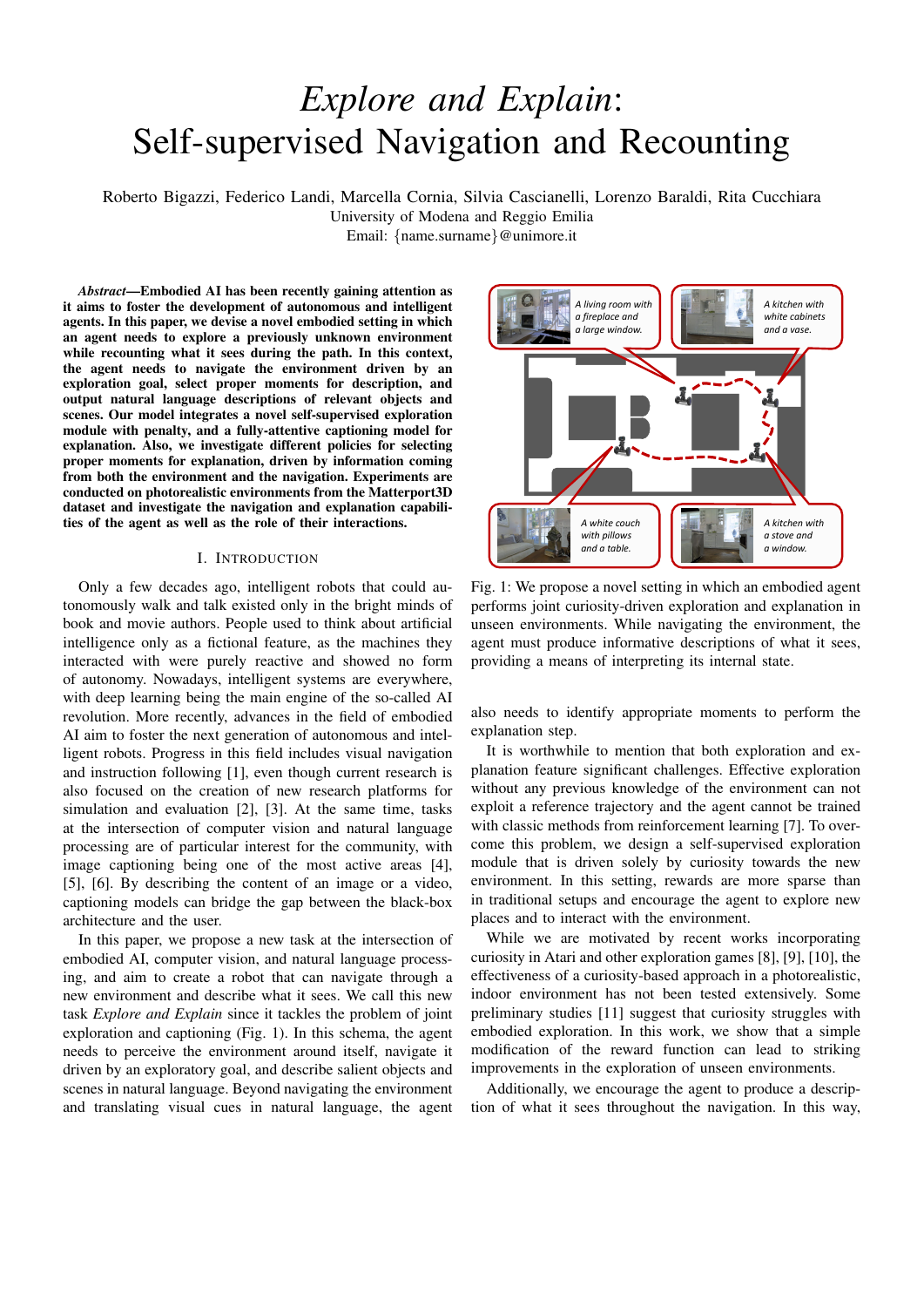# *Explore and Explain*: Self-supervised Navigation and Recounting

Roberto Bigazzi, Federico Landi, Marcella Cornia, Silvia Cascianelli, Lorenzo Baraldi, Rita Cucchiara
University of Modena and Reggio Emilia
Email: {name.surname}@unimore.it

***Abstract*—Embodied AI has been recently gaining attention as it aims to foster the development of autonomous and intelligent agents. In this paper, we devise a novel embodied setting in which an agent needs to explore a previously unknown environment while recounting what it sees during the path. In this context, the agent needs to navigate the environment driven by an exploration goal, select proper moments for description, and output natural language descriptions of relevant objects and scenes. Our model integrates a novel self-supervised exploration module with penalty, and a fully-attentive captioning model for explanation. Also, we investigate different policies for selecting proper moments for explanation, driven by information coming from both the environment and the navigation. Experiments are conducted on photorealistic environments from the Matterport3D dataset and investigate the navigation and explanation capabilities of the agent as well as the role of their interactions.**

## I. Introduction

Only a few decades ago, intelligent robots that could autonomously walk and talk existed only in the bright minds of book and movie authors. People used to think about artificial intelligence only as a fictional feature, as the machines they interacted with were purely reactive and showed no form of autonomy. Nowadays, intelligent systems are everywhere, with deep learning being the main engine of the so-called AI revolution. More recently, advances in the field of embodied AI aim to foster the next generation of autonomous and intelligent robots. Progress in this field includes visual navigation and instruction following [1], even though current research is also focused on the creation of new research platforms for simulation and evaluation [2], [3]. At the same time, tasks at the intersection of computer vision and natural language processing are of particular interest for the community, with image captioning being one of the most active areas [4], [5], [6]. By describing the content of an image or a video, captioning models can bridge the gap between the black-box architecture and the user.

In this paper, we propose a new task at the intersection of embodied AI, computer vision, and natural language processing, and aim to create a robot that can navigate through a new environment and describe what it sees. We call this new task *Explore and Explain* since it tackles the problem of joint exploration and captioning (Fig. 1). In this schema, the agent needs to perceive the environment around itself, navigate it driven by an exploratory goal, and describe salient objects and scenes in natural language. Beyond navigating the environment and translating visual cues in natural language, the agent also needs to identify appropriate moments to perform the explanation step.

Fig. 1: We propose a novel setting in which an embodied agent performs joint curiosity-driven exploration and explanation in unseen environments. While navigating the environment, the agent must produce informative descriptions of what it sees, providing a means of interpreting its internal state.

It is worthwhile to mention that both exploration and explanation feature significant challenges. Effective exploration without any previous knowledge of the environment can not exploit a reference trajectory and the agent cannot be trained with classic methods from reinforcement learning [7]. To overcome this problem, we design a self-supervised exploration module that is driven solely by curiosity towards the new environment. In this setting, rewards are more sparse than in traditional setups and encourage the agent to explore new places and to interact with the environment.

While we are motivated by recent works incorporating curiosity in Atari and other exploration games [8], [9], [10], the effectiveness of a curiosity-based approach in a photorealistic, indoor environment has not been tested extensively. Some preliminary studies [11] suggest that curiosity struggles with embodied exploration. In this work, we show that a simple modification of the reward function can lead to striking improvements in the exploration of unseen environments.

Additionally, we encourage the agent to produce a description of what it sees throughout the navigation. In this way,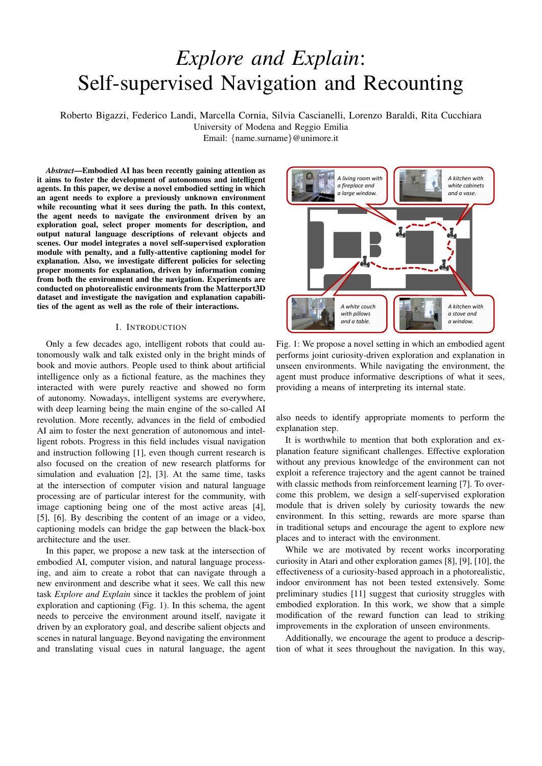# *Explore and Explain*: Self-supervised Navigation and Recounting

Roberto Bigazzi, Federico Landi, Marcella Cornia, Silvia Cascianelli, Lorenzo Baraldi, Rita Cucchiara
University of Modena and Reggio Emilia
Email: {name.surname}@unimore.it

***Abstract*—Embodied AI has been recently gaining attention as it aims to foster the development of autonomous and intelligent agents. In this paper, we devise a novel embodied setting in which an agent needs to explore a previously unknown environment while recounting what it sees during the path. In this context, the agent needs to navigate the environment driven by an exploration goal, select proper moments for description, and output natural language descriptions of relevant objects and scenes. Our model integrates a novel self-supervised exploration module with penalty, and a fully-attentive captioning model for explanation. Also, we investigate different policies for selecting proper moments for explanation, driven by information coming from both the environment and the navigation. Experiments are conducted on photorealistic environments from the Matterport3D dataset and investigate the navigation and explanation capabilities of the agent as well as the role of their interactions.**

## I. Introduction

Only a few decades ago, intelligent robots that could autonomously walk and talk existed only in the bright minds of book and movie authors. People used to think about artificial intelligence only as a fictional feature, as the machines they interacted with were purely reactive and showed no form of autonomy. Nowadays, intelligent systems are everywhere, with deep learning being the main engine of the so-called AI revolution. More recently, advances in the field of embodied AI aim to foster the next generation of autonomous and intelligent robots. Progress in this field includes visual navigation and instruction following [1], even though current research is also focused on the creation of new research platforms for simulation and evaluation [2], [3]. At the same time, tasks at the intersection of computer vision and natural language processing are of particular interest for the community, with image captioning being one of the most active areas [4], [5], [6]. By describing the content of an image or a video, captioning models can bridge the gap between the black-box architecture and the user.

In this paper, we propose a new task at the intersection of embodied AI, computer vision, and natural language processing, and aim to create a robot that can navigate through a new environment and describe what it sees. We call this new task *Explore and Explain* since it tackles the problem of joint exploration and captioning (Fig. 1). In this schema, the agent needs to perceive the environment around itself, navigate it driven by an exploratory goal, and describe salient objects and scenes in natural language. Beyond navigating the environment and translating visual cues in natural language, the agent also needs to identify appropriate moments to perform the explanation step.

Fig. 1: We propose a novel setting in which an embodied agent performs joint curiosity-driven exploration and explanation in unseen environments. While navigating the environment, the agent must produce informative descriptions of what it sees, providing a means of interpreting its internal state.

It is worthwhile to mention that both exploration and explanation feature significant challenges. Effective exploration without any previous knowledge of the environment can not exploit a reference trajectory and the agent cannot be trained with classic methods from reinforcement learning [7]. To overcome this problem, we design a self-supervised exploration module that is driven solely by curiosity towards the new environment. In this setting, rewards are more sparse than in traditional setups and encourage the agent to explore new places and to interact with the environment.

While we are motivated by recent works incorporating curiosity in Atari and other exploration games [8], [9], [10], the effectiveness of a curiosity-based approach in a photorealistic, indoor environment has not been tested extensively. Some preliminary studies [11] suggest that curiosity struggles with embodied exploration. In this work, we show that a simple modification of the reward function can lead to striking improvements in the exploration of unseen environments.

Additionally, we encourage the agent to produce a description of what it sees throughout the navigation. In this way,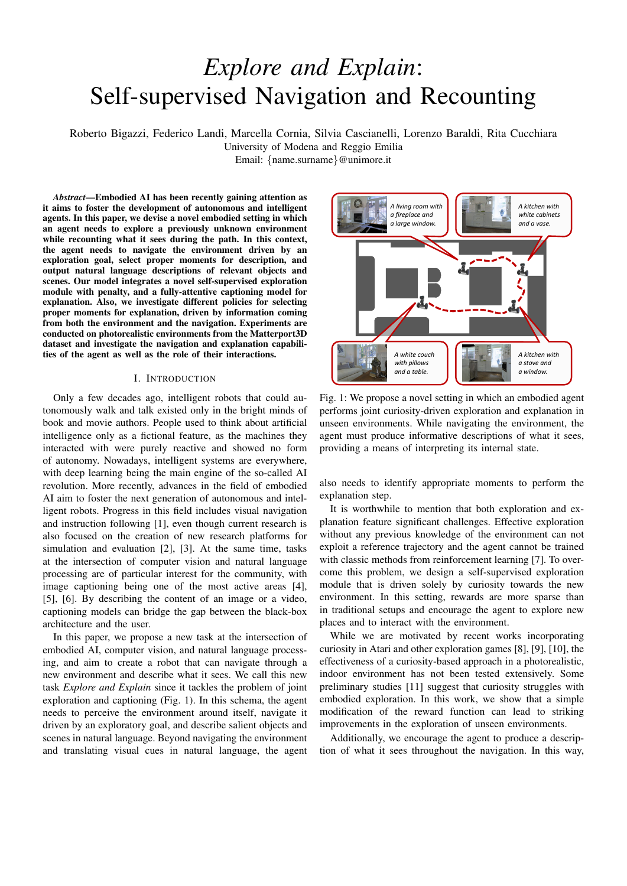# *Explore and Explain*: Self-supervised Navigation and Recounting

Roberto Bigazzi, Federico Landi, Marcella Cornia, Silvia Cascianelli, Lorenzo Baraldi, Rita Cucchiara
University of Modena and Reggio Emilia
Email: {name.surname}@unimore.it

***Abstract*—Embodied AI has been recently gaining attention as it aims to foster the development of autonomous and intelligent agents. In this paper, we devise a novel embodied setting in which an agent needs to explore a previously unknown environment while recounting what it sees during the path. In this context, the agent needs to navigate the environment driven by an exploration goal, select proper moments for description, and output natural language descriptions of relevant objects and scenes. Our model integrates a novel self-supervised exploration module with penalty, and a fully-attentive captioning model for explanation. Also, we investigate different policies for selecting proper moments for explanation, driven by information coming from both the environment and the navigation. Experiments are conducted on photorealistic environments from the Matterport3D dataset and investigate the navigation and explanation capabilities of the agent as well as the role of their interactions.**

## I. Introduction

Only a few decades ago, intelligent robots that could autonomously walk and talk existed only in the bright minds of book and movie authors. People used to think about artificial intelligence only as a fictional feature, as the machines they interacted with were purely reactive and showed no form of autonomy. Nowadays, intelligent systems are everywhere, with deep learning being the main engine of the so-called AI revolution. More recently, advances in the field of embodied AI aim to foster the next generation of autonomous and intelligent robots. Progress in this field includes visual navigation and instruction following [1], even though current research is also focused on the creation of new research platforms for simulation and evaluation [2], [3]. At the same time, tasks at the intersection of computer vision and natural language processing are of particular interest for the community, with image captioning being one of the most active areas [4], [5], [6]. By describing the content of an image or a video, captioning models can bridge the gap between the black-box architecture and the user.

In this paper, we propose a new task at the intersection of embodied AI, computer vision, and natural language processing, and aim to create a robot that can navigate through a new environment and describe what it sees. We call this new task *Explore and Explain* since it tackles the problem of joint exploration and captioning (Fig. 1). In this schema, the agent needs to perceive the environment around itself, navigate it driven by an exploratory goal, and describe salient objects and scenes in natural language. Beyond navigating the environment and translating visual cues in natural language, the agent also needs to identify appropriate moments to perform the explanation step.

Fig. 1: We propose a novel setting in which an embodied agent performs joint curiosity-driven exploration and explanation in unseen environments. While navigating the environment, the agent must produce informative descriptions of what it sees, providing a means of interpreting its internal state.

It is worthwhile to mention that both exploration and explanation feature significant challenges. Effective exploration without any previous knowledge of the environment can not exploit a reference trajectory and the agent cannot be trained with classic methods from reinforcement learning [7]. To overcome this problem, we design a self-supervised exploration module that is driven solely by curiosity towards the new environment. In this setting, rewards are more sparse than in traditional setups and encourage the agent to explore new places and to interact with the environment.

While we are motivated by recent works incorporating curiosity in Atari and other exploration games [8], [9], [10], the effectiveness of a curiosity-based approach in a photorealistic, indoor environment has not been tested extensively. Some preliminary studies [11] suggest that curiosity struggles with embodied exploration. In this work, we show that a simple modification of the reward function can lead to striking improvements in the exploration of unseen environments.

Additionally, we encourage the agent to produce a description of what it sees throughout the navigation. In this way,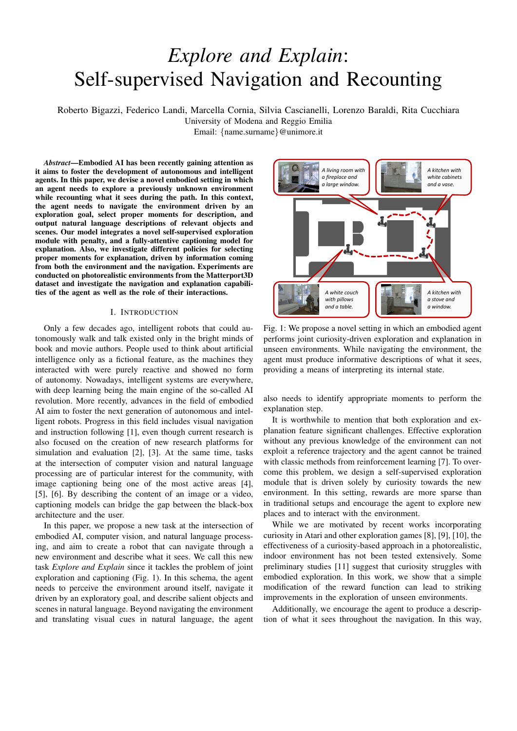# *Explore and Explain*: Self-supervised Navigation and Recounting

Roberto Bigazzi, Federico Landi, Marcella Cornia, Silvia Cascianelli, Lorenzo Baraldi, Rita Cucchiara
University of Modena and Reggio Emilia
Email: {name.surname}@unimore.it

***Abstract*—Embodied AI has been recently gaining attention as it aims to foster the development of autonomous and intelligent agents. In this paper, we devise a novel embodied setting in which an agent needs to explore a previously unknown environment while recounting what it sees during the path. In this context, the agent needs to navigate the environment driven by an exploration goal, select proper moments for description, and output natural language descriptions of relevant objects and scenes. Our model integrates a novel self-supervised exploration module with penalty, and a fully-attentive captioning model for explanation. Also, we investigate different policies for selecting proper moments for explanation, driven by information coming from both the environment and the navigation. Experiments are conducted on photorealistic environments from the Matterport3D dataset and investigate the navigation and explanation capabilities of the agent as well as the role of their interactions.**

## I. Introduction

Only a few decades ago, intelligent robots that could autonomously walk and talk existed only in the bright minds of book and movie authors. People used to think about artificial intelligence only as a fictional feature, as the machines they interacted with were purely reactive and showed no form of autonomy. Nowadays, intelligent systems are everywhere, with deep learning being the main engine of the so-called AI revolution. More recently, advances in the field of embodied AI aim to foster the next generation of autonomous and intelligent robots. Progress in this field includes visual navigation and instruction following [1], even though current research is also focused on the creation of new research platforms for simulation and evaluation [2], [3]. At the same time, tasks at the intersection of computer vision and natural language processing are of particular interest for the community, with image captioning being one of the most active areas [4], [5], [6]. By describing the content of an image or a video, captioning models can bridge the gap between the black-box architecture and the user.

In this paper, we propose a new task at the intersection of embodied AI, computer vision, and natural language processing, and aim to create a robot that can navigate through a new environment and describe what it sees. We call this new task *Explore and Explain* since it tackles the problem of joint exploration and captioning (Fig. 1). In this schema, the agent needs to perceive the environment around itself, navigate it driven by an exploratory goal, and describe salient objects and scenes in natural language. Beyond navigating the environment and translating visual cues in natural language, the agent also needs to identify appropriate moments to perform the explanation step.

Fig. 1: We propose a novel setting in which an embodied agent performs joint curiosity-driven exploration and explanation in unseen environments. While navigating the environment, the agent must produce informative descriptions of what it sees, providing a means of interpreting its internal state.

It is worthwhile to mention that both exploration and explanation feature significant challenges. Effective exploration without any previous knowledge of the environment can not exploit a reference trajectory and the agent cannot be trained with classic methods from reinforcement learning [7]. To overcome this problem, we design a self-supervised exploration module that is driven solely by curiosity towards the new environment. In this setting, rewards are more sparse than in traditional setups and encourage the agent to explore new places and to interact with the environment.

While we are motivated by recent works incorporating curiosity in Atari and other exploration games [8], [9], [10], the effectiveness of a curiosity-based approach in a photorealistic, indoor environment has not been tested extensively. Some preliminary studies [11] suggest that curiosity struggles with embodied exploration. In this work, we show that a simple modification of the reward function can lead to striking improvements in the exploration of unseen environments.

Additionally, we encourage the agent to produce a description of what it sees throughout the navigation. In this way,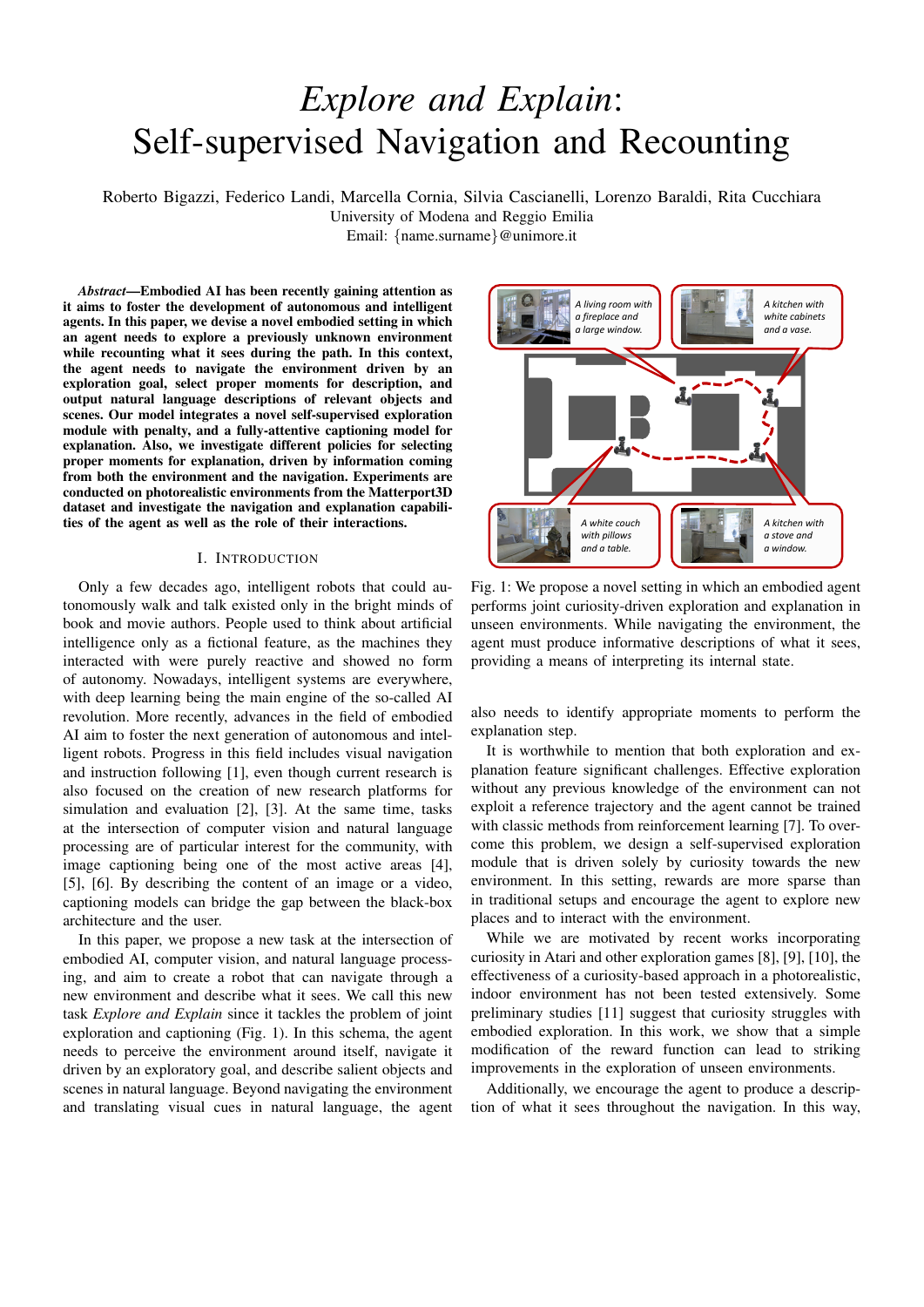# *Explore and Explain*: Self-supervised Navigation and Recounting

Roberto Bigazzi, Federico Landi, Marcella Cornia, Silvia Cascianelli, Lorenzo Baraldi, Rita Cucchiara
University of Modena and Reggio Emilia
Email: {name.surname}@unimore.it

***Abstract*—Embodied AI has been recently gaining attention as it aims to foster the development of autonomous and intelligent agents. In this paper, we devise a novel embodied setting in which an agent needs to explore a previously unknown environment while recounting what it sees during the path. In this context, the agent needs to navigate the environment driven by an exploration goal, select proper moments for description, and output natural language descriptions of relevant objects and scenes. Our model integrates a novel self-supervised exploration module with penalty, and a fully-attentive captioning model for explanation. Also, we investigate different policies for selecting proper moments for explanation, driven by information coming from both the environment and the navigation. Experiments are conducted on photorealistic environments from the Matterport3D dataset and investigate the navigation and explanation capabilities of the agent as well as the role of their interactions.**

## I. Introduction

Only a few decades ago, intelligent robots that could autonomously walk and talk existed only in the bright minds of book and movie authors. People used to think about artificial intelligence only as a fictional feature, as the machines they interacted with were purely reactive and showed no form of autonomy. Nowadays, intelligent systems are everywhere, with deep learning being the main engine of the so-called AI revolution. More recently, advances in the field of embodied AI aim to foster the next generation of autonomous and intelligent robots. Progress in this field includes visual navigation and instruction following [1], even though current research is also focused on the creation of new research platforms for simulation and evaluation [2], [3]. At the same time, tasks at the intersection of computer vision and natural language processing are of particular interest for the community, with image captioning being one of the most active areas [4], [5], [6]. By describing the content of an image or a video, captioning models can bridge the gap between the black-box architecture and the user.

In this paper, we propose a new task at the intersection of embodied AI, computer vision, and natural language processing, and aim to create a robot that can navigate through a new environment and describe what it sees. We call this new task *Explore and Explain* since it tackles the problem of joint exploration and captioning (Fig. 1). In this schema, the agent needs to perceive the environment around itself, navigate it driven by an exploratory goal, and describe salient objects and scenes in natural language. Beyond navigating the environment and translating visual cues in natural language, the agent also needs to identify appropriate moments to perform the explanation step.

A living room with a fireplace and a large window.

A kitchen with white cabinets and a vase.

A white couch with pillows and a table.

A kitchen with a stove and a window.

Fig. 1: We propose a novel setting in which an embodied agent performs joint curiosity-driven exploration and explanation in unseen environments. While navigating the environment, the agent must produce informative descriptions of what it sees, providing a means of interpreting its internal state.

It is worthwhile to mention that both exploration and explanation feature significant challenges. Effective exploration without any previous knowledge of the environment can not exploit a reference trajectory and the agent cannot be trained with classic methods from reinforcement learning [7]. To overcome this problem, we design a self-supervised exploration module that is driven solely by curiosity towards the new environment. In this setting, rewards are more sparse than in traditional setups and encourage the agent to explore new places and to interact with the environment.

While we are motivated by recent works incorporating curiosity in Atari and other exploration games [8], [9], [10], the effectiveness of a curiosity-based approach in a photorealistic, indoor environment has not been tested extensively. Some preliminary studies [11] suggest that curiosity struggles with embodied exploration. In this work, we show that a simple modification of the reward function can lead to striking improvements in the exploration of unseen environments.

Additionally, we encourage the agent to produce a description of what it sees throughout the navigation. In this way,